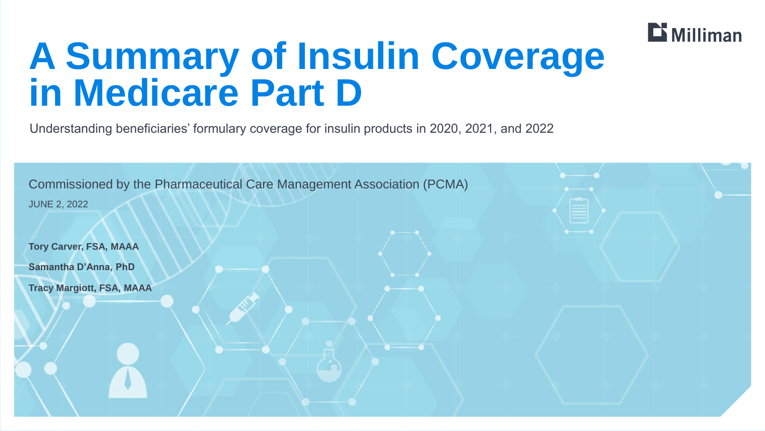Milliman

# A Summary of Insulin Coverage in Medicare Part D

Understanding beneficiaries' formulary coverage for insulin products in 2020, 2021, and 2022

Commissioned by the Pharmaceutical Care Management Association (PCMA)

JUNE 2, 2022

**Tory Carver, FSA, MAAA**

**Samantha D'Anna, PhD**

**Tracy Margiott, FSA, MAAA**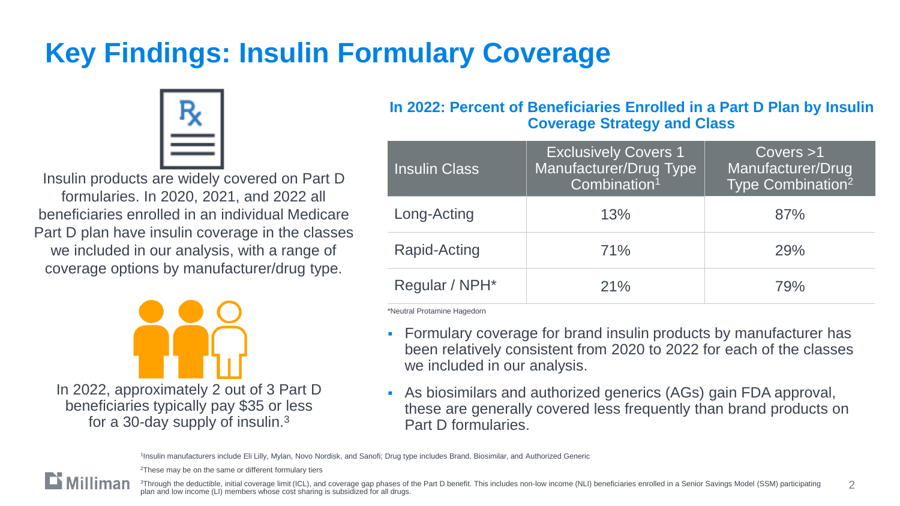# Key Findings: Insulin Formulary Coverage

Insulin products are widely covered on Part D formularies. In 2020, 2021, and 2022 all beneficiaries enrolled in an individual Medicare Part D plan have insulin coverage in the classes we included in our analysis, with a range of coverage options by manufacturer/drug type.

In 2022, approximately 2 out of 3 Part D beneficiaries typically pay $35 or less for a 30-day supply of insulin.[3]

### In 2022: Percent of Beneficiaries Enrolled in a Part D Plan by Insulin Coverage Strategy and Class

| Insulin Class | Exclusively Covers 1 Manufacturer/Drug Type Combination[1] | Covers >1 Manufacturer/Drug Type Combination[2] |
|---|---|---|
| Long-Acting | 13% | 87% |
| Rapid-Acting | 71% | 29% |
| Regular / NPH* | 21% | 79% |

*Neutral Protamine Hagedorn

- Formulary coverage for brand insulin products by manufacturer has been relatively consistent from 2020 to 2022 for each of the classes we included in our analysis.
- As biosimilars and authorized generics (AGs) gain FDA approval, these are generally covered less frequently than brand products on Part D formularies.

[1]Insulin manufacturers include Eli Lilly, Mylan, Novo Nordisk, and Sanofi; Drug type includes Brand, Biosimilar, and Authorized Generic

[2]These may be on the same or different formulary tiers

[3]Through the deductible, initial coverage limit (ICL), and coverage gap phases of the Part D benefit. This includes non-low income (NLI) beneficiaries enrolled in a Senior Savings Model (SSM) participating plan and low income (LI) members whose cost sharing is subsidized for all drugs.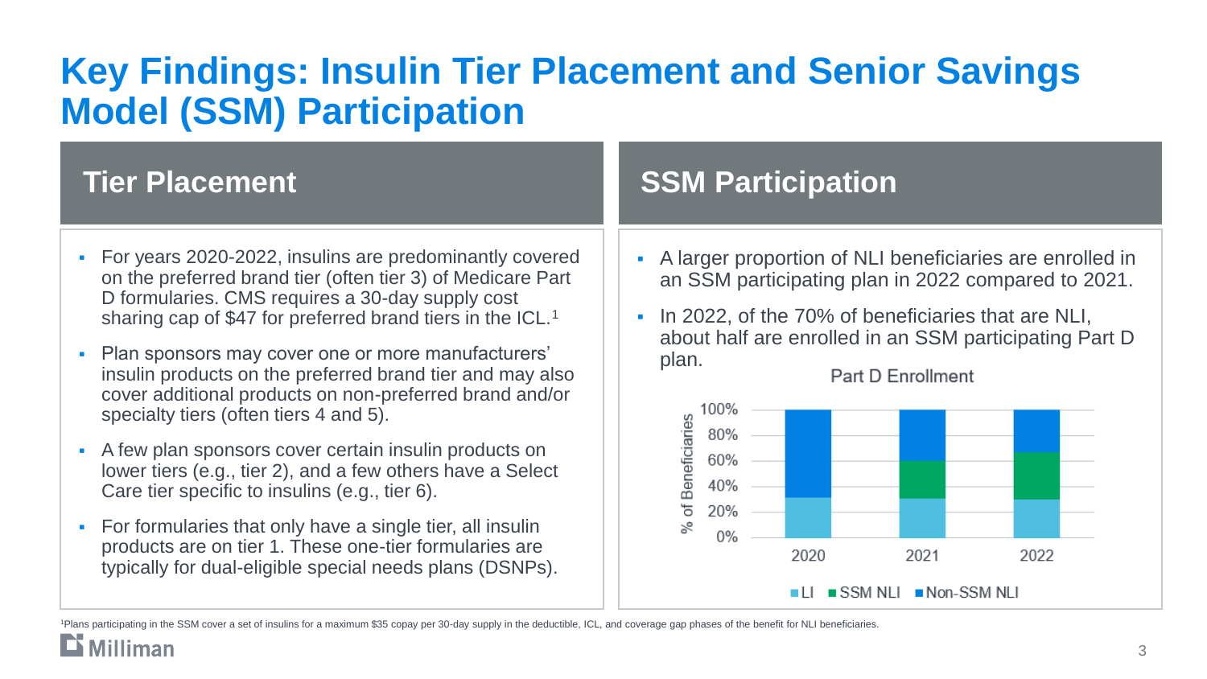# Key Findings: Insulin Tier Placement and Senior Savings Model (SSM) Participation

## Tier Placement

- For years 2020-2022, insulins are predominantly covered on the preferred brand tier (often tier 3) of Medicare Part D formularies. CMS requires a 30-day supply cost sharing cap of $47 for preferred brand tiers in the ICL.[1]
- Plan sponsors may cover one or more manufacturers' insulin products on the preferred brand tier and may also cover additional products on non-preferred brand and/or specialty tiers (often tiers 4 and 5).
- A few plan sponsors cover certain insulin products on lower tiers (e.g., tier 2), and a few others have a Select Care tier specific to insulins (e.g., tier 6).
- For formularies that only have a single tier, all insulin products are on tier 1. These one-tier formularies are typically for dual-eligible special needs plans (DSNPs).

## SSM Participation

- A larger proportion of NLI beneficiaries are enrolled in an SSM participating plan in 2022 compared to 2021.
- In 2022, of the 70% of beneficiaries that are NLI, about half are enrolled in an SSM participating Part D plan.

Part D Enrollment

(Stacked bar chart; y-axis: % of Beneficiaries, 0%–100%; x-axis: 2020, 2021, 2022; legend: LI, SSM NLI, Non-SSM NLI)

[1]Plans participating in the SSM cover a set of insulins for a maximum $35 copay per 30-day supply in the deductible, ICL, and coverage gap phases of the benefit for NLI beneficiaries.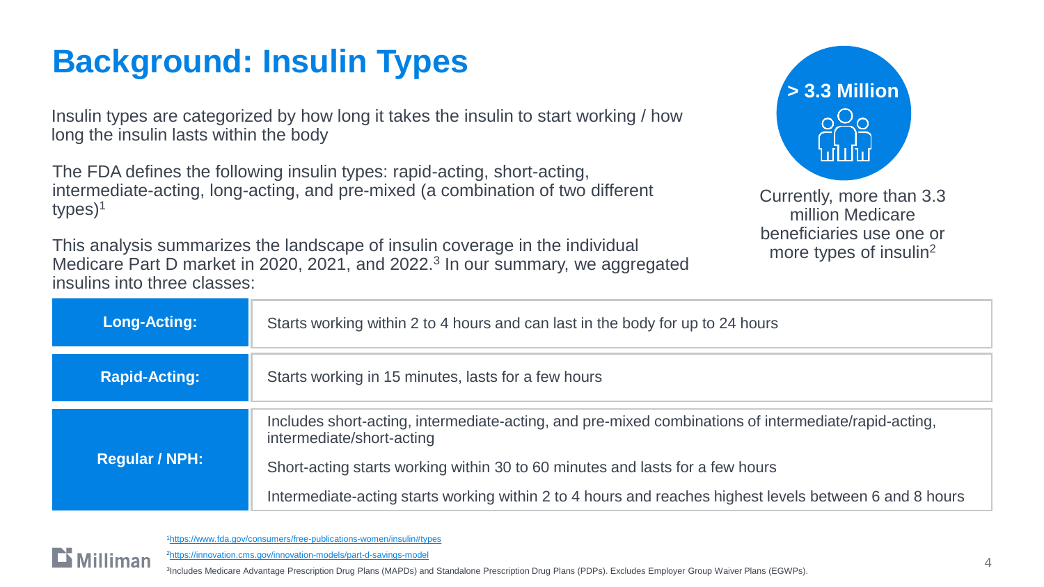# Background: Insulin Types

Insulin types are categorized by how long it takes the insulin to start working / how long the insulin lasts within the body

The FDA defines the following insulin types: rapid-acting, short-acting, intermediate-acting, long-acting, and pre-mixed (a combination of two different types)[1]

This analysis summarizes the landscape of insulin coverage in the individual Medicare Part D market in 2020, 2021, and 2022.[3] In our summary, we aggregated insulins into three classes:

**> 3.3 Million**

Currently, more than 3.3 million Medicare beneficiaries use one or more types of insulin[2]

| | |
|---|---|
| **Long-Acting:** | Starts working within 2 to 4 hours and can last in the body for up to 24 hours |
| **Rapid-Acting:** | Starts working in 15 minutes, lasts for a few hours |
| **Regular / NPH:** | Includes short-acting, intermediate-acting, and pre-mixed combinations of intermediate/rapid-acting, intermediate/short-acting<br><br>Short-acting starts working within 30 to 60 minutes and lasts for a few hours<br><br>Intermediate-acting starts working within 2 to 4 hours and reaches highest levels between 6 and 8 hours |

[1] https://www.fda.gov/consumers/free-publications-women/insulin#types

[2] https://innovation.cms.gov/innovation-models/part-d-savings-model

[3] Includes Medicare Advantage Prescription Drug Plans (MAPDs) and Standalone Prescription Drug Plans (PDPs). Excludes Employer Group Waiver Plans (EGWPs).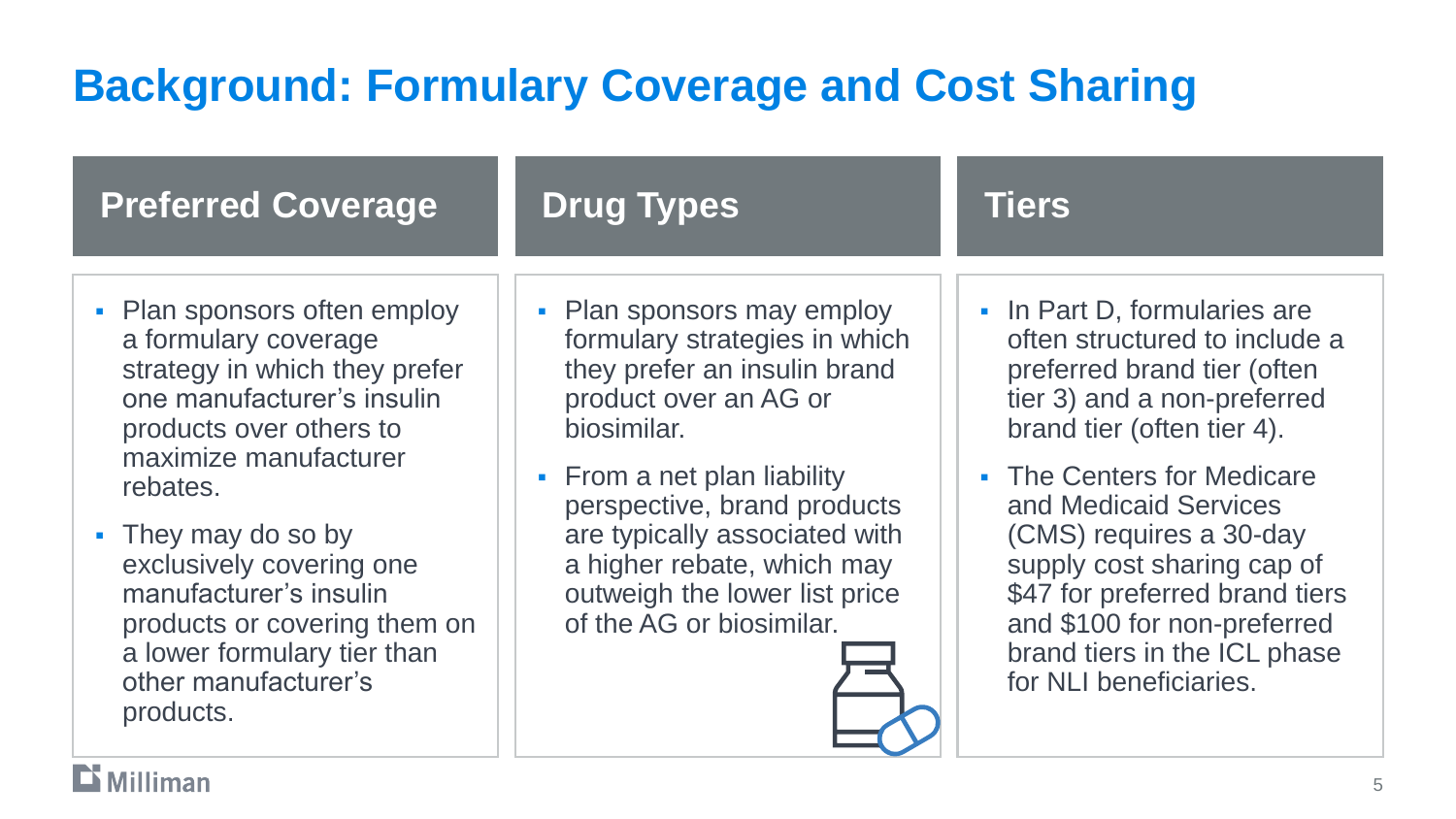# Background: Formulary Coverage and Cost Sharing

## Preferred Coverage

- Plan sponsors often employ a formulary coverage strategy in which they prefer one manufacturer's insulin products over others to maximize manufacturer rebates.
- They may do so by exclusively covering one manufacturer's insulin products or covering them on a lower formulary tier than other manufacturer's products.

## Drug Types

- Plan sponsors may employ formulary strategies in which they prefer an insulin brand product over an AG or biosimilar.
- From a net plan liability perspective, brand products are typically associated with a higher rebate, which may outweigh the lower list price of the AG or biosimilar.

## Tiers

- In Part D, formularies are often structured to include a preferred brand tier (often tier 3) and a non-preferred brand tier (often tier 4).
- The Centers for Medicare and Medicaid Services (CMS) requires a 30-day supply cost sharing cap of $47 for preferred brand tiers and $100 for non-preferred brand tiers in the ICL phase for NLI beneficiaries.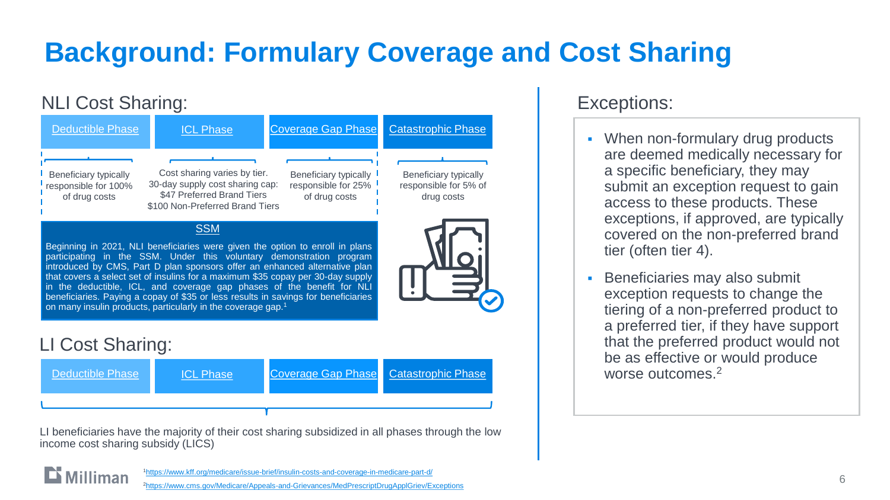# Background: Formulary Coverage and Cost Sharing

## NLI Cost Sharing:

| Deductible Phase | ICL Phase | Coverage Gap Phase | Catastrophic Phase |
|---|---|---|---|
| Beneficiary typically responsible for 100% of drug costs | Cost sharing varies by tier. 30-day supply cost sharing cap: $47 Preferred Brand Tiers $100 Non-Preferred Brand Tiers | Beneficiary typically responsible for 25% of drug costs | Beneficiary typically responsible for 5% of drug costs |

### SSM

Beginning in 2021, NLI beneficiaries were given the option to enroll in plans participating in the SSM. Under this voluntary demonstration program introduced by CMS, Part D plan sponsors offer an enhanced alternative plan that covers a select set of insulins for a maximum $35 copay per 30-day supply in the deductible, ICL, and coverage gap phases of the benefit for NLI beneficiaries. Paying a copay of $35 or less results in savings for beneficiaries on many insulin products, particularly in the coverage gap.[1]

## LI Cost Sharing:

| Deductible Phase | ICL Phase | Coverage Gap Phase | Catastrophic Phase |
|---|---|---|---|

LI beneficiaries have the majority of their cost sharing subsidized in all phases through the low income cost sharing subsidy (LICS)

## Exceptions:

- When non-formulary drug products are deemed medically necessary for a specific beneficiary, they may submit an exception request to gain access to these products. These exceptions, if approved, are typically covered on the non-preferred brand tier (often tier 4).
- Beneficiaries may also submit exception requests to change the tiering of a non-preferred product to a preferred tier, if they have support that the preferred product would not be as effective or would produce worse outcomes.[2]

[1] https://www.kff.org/medicare/issue-brief/insulin-costs-and-coverage-in-medicare-part-d/

[2] https://www.cms.gov/Medicare/Appeals-and-Grievances/MedPrescriptDrugApplGriev/Exceptions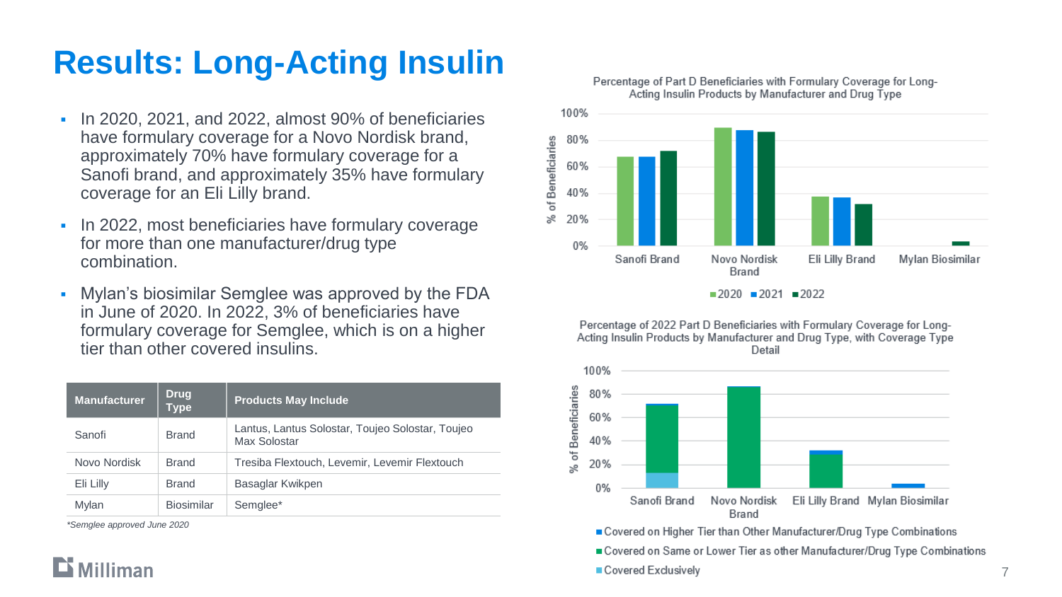# Results: Long-Acting Insulin

- In 2020, 2021, and 2022, almost 90% of beneficiaries have formulary coverage for a Novo Nordisk brand, approximately 70% have formulary coverage for a Sanofi brand, and approximately 35% have formulary coverage for an Eli Lilly brand.
- In 2022, most beneficiaries have formulary coverage for more than one manufacturer/drug type combination.
- Mylan's biosimilar Semglee was approved by the FDA in June of 2020. In 2022, 3% of beneficiaries have formulary coverage for Semglee, which is on a higher tier than other covered insulins.

| Manufacturer | Drug Type | Products May Include |
|---|---|---|
| Sanofi | Brand | Lantus, Lantus Solostar, Toujeo Solostar, Toujeo Max Solostar |
| Novo Nordisk | Brand | Tresiba Flextouch, Levemir, Levemir Flextouch |
| Eli Lilly | Brand | Basaglar Kwikpen |
| Mylan | Biosimilar | Semglee* |

*Semglee approved June 2020*

**Percentage of Part D Beneficiaries with Formulary Coverage for Long-Acting Insulin Products by Manufacturer and Drug Type**

Y-axis: % of Beneficiaries (0%–100%)

Categories: Sanofi Brand, Novo Nordisk Brand, Eli Lilly Brand, Mylan Biosimilar

Legend: 2020, 2021, 2022

**Percentage of 2022 Part D Beneficiaries with Formulary Coverage for Long-Acting Insulin Products by Manufacturer and Drug Type, with Coverage Type Detail**

Y-axis: % of Beneficiaries (0%–100%)

Categories: Sanofi Brand, Novo Nordisk Brand, Eli Lilly Brand, Mylan Biosimilar

Legend:
- Covered on Higher Tier than Other Manufacturer/Drug Type Combinations
- Covered on Same or Lower Tier as other Manufacturer/Drug Type Combinations
- Covered Exclusively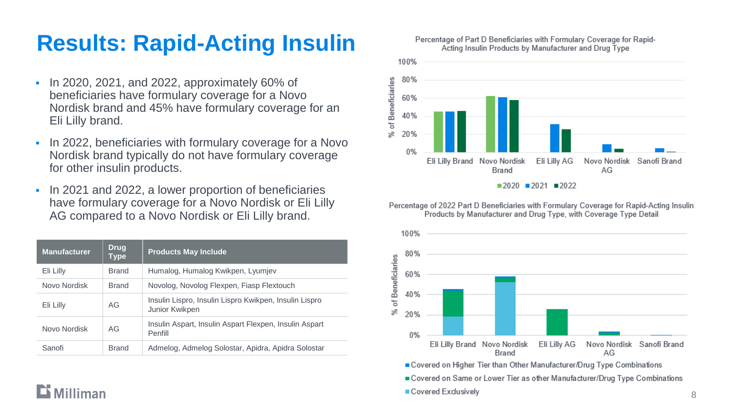# Results: Rapid-Acting Insulin

- In 2020, 2021, and 2022, approximately 60% of beneficiaries have formulary coverage for a Novo Nordisk brand and 45% have formulary coverage for an Eli Lilly brand.
- In 2022, beneficiaries with formulary coverage for a Novo Nordisk brand typically do not have formulary coverage for other insulin products.
- In 2021 and 2022, a lower proportion of beneficiaries have formulary coverage for a Novo Nordisk or Eli Lilly AG compared to a Novo Nordisk or Eli Lilly brand.

| Manufacturer | Drug Type | Products May Include |
| --- | --- | --- |
| Eli Lilly | Brand | Humalog, Humalog Kwikpen, Lyumjev |
| Novo Nordisk | Brand | Novolog, Novolog Flexpen, Fiasp Flextouch |
| Eli Lilly | AG | Insulin Lispro, Insulin Lispro Kwikpen, Insulin Lispro Junior Kwikpen |
| Novo Nordisk | AG | Insulin Aspart, Insulin Aspart Flexpen, Insulin Aspart Penfill |
| Sanofi | Brand | Admelog, Admelog Solostar, Apidra, Apidra Solostar |

Percentage of Part D Beneficiaries with Formulary Coverage for Rapid-Acting Insulin Products by Manufacturer and Drug Type

Percentage of 2022 Part D Beneficiaries with Formulary Coverage for Rapid-Acting Insulin Products by Manufacturer and Drug Type, with Coverage Type Detail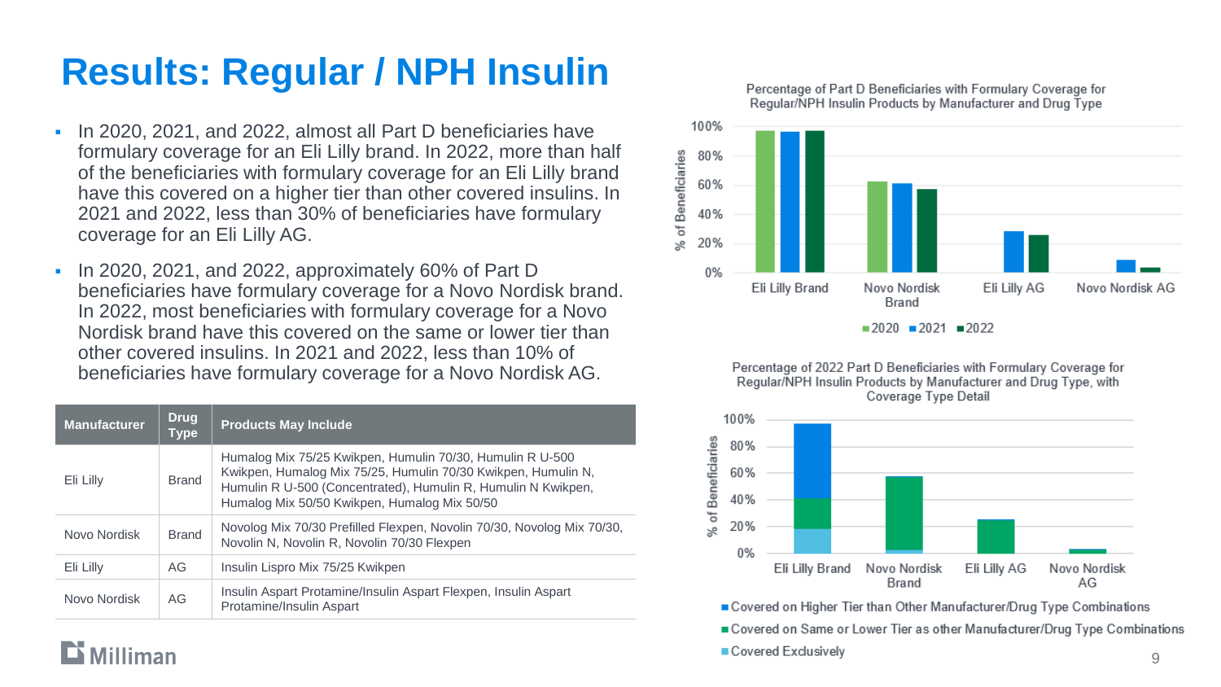# Results: Regular / NPH Insulin

- In 2020, 2021, and 2022, almost all Part D beneficiaries have formulary coverage for an Eli Lilly brand. In 2022, more than half of the beneficiaries with formulary coverage for an Eli Lilly brand have this covered on a higher tier than other covered insulins. In 2021 and 2022, less than 30% of beneficiaries have formulary coverage for an Eli Lilly AG.
- In 2020, 2021, and 2022, approximately 60% of Part D beneficiaries have formulary coverage for a Novo Nordisk brand. In 2022, most beneficiaries with formulary coverage for a Novo Nordisk brand have this covered on the same or lower tier than other covered insulins. In 2021 and 2022, less than 10% of beneficiaries have formulary coverage for a Novo Nordisk AG.

| Manufacturer | Drug Type | Products May Include |
|---|---|---|
| Eli Lilly | Brand | Humalog Mix 75/25 Kwikpen, Humulin 70/30, Humulin R U-500 Kwikpen, Humalog Mix 75/25, Humulin 70/30 Kwikpen, Humulin N, Humulin R U-500 (Concentrated), Humulin R, Humulin N Kwikpen, Humalog Mix 50/50 Kwikpen, Humalog Mix 50/50 |
| Novo Nordisk | Brand | Novolog Mix 70/30 Prefilled Flexpen, Novolin 70/30, Novolog Mix 70/30, Novolin N, Novolin R, Novolin 70/30 Flexpen |
| Eli Lilly | AG | Insulin Lispro Mix 75/25 Kwikpen |
| Novo Nordisk | AG | Insulin Aspart Protamine/Insulin Aspart Flexpen, Insulin Aspart Protamine/Insulin Aspart |

Percentage of Part D Beneficiaries with Formulary Coverage for Regular/NPH Insulin Products by Manufacturer and Drug Type

Percentage of 2022 Part D Beneficiaries with Formulary Coverage for Regular/NPH Insulin Products by Manufacturer and Drug Type, with Coverage Type Detail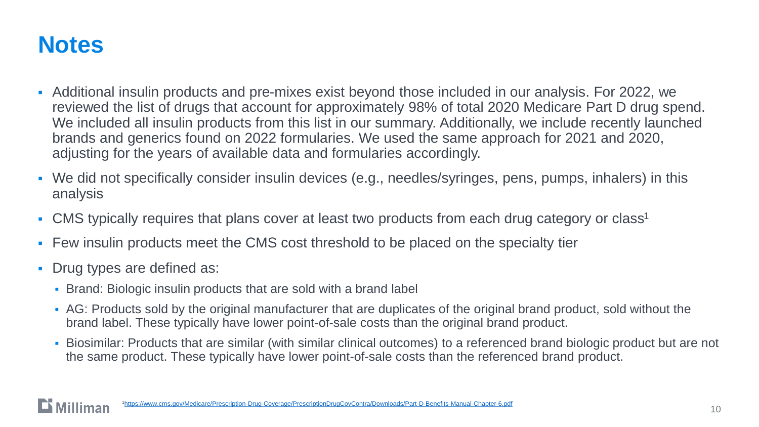# Notes

- Additional insulin products and pre-mixes exist beyond those included in our analysis. For 2022, we reviewed the list of drugs that account for approximately 98% of total 2020 Medicare Part D drug spend. We included all insulin products from this list in our summary. Additionally, we include recently launched brands and generics found on 2022 formularies. We used the same approach for 2021 and 2020, adjusting for the years of available data and formularies accordingly.
- We did not specifically consider insulin devices (e.g., needles/syringes, pens, pumps, inhalers) in this analysis
- CMS typically requires that plans cover at least two products from each drug category or class[1]
- Few insulin products meet the CMS cost threshold to be placed on the specialty tier
- Drug types are defined as:
  - Brand: Biologic insulin products that are sold with a brand label
  - AG: Products sold by the original manufacturer that are duplicates of the original brand product, sold without the brand label. These typically have lower point-of-sale costs than the original brand product.
  - Biosimilar: Products that are similar (with similar clinical outcomes) to a referenced brand biologic product but are not the same product. These typically have lower point-of-sale costs than the referenced brand product.

[1]https://www.cms.gov/Medicare/Prescription-Drug-Coverage/PrescriptionDrugCovContra/Downloads/Part-D-Benefits-Manual-Chapter-6.pdf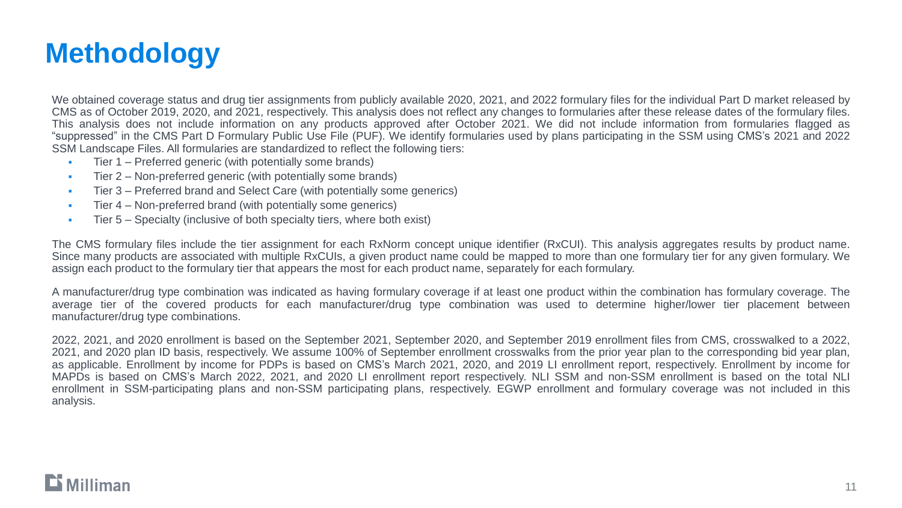# Methodology

We obtained coverage status and drug tier assignments from publicly available 2020, 2021, and 2022 formulary files for the individual Part D market released by CMS as of October 2019, 2020, and 2021, respectively. This analysis does not reflect any changes to formularies after these release dates of the formulary files. This analysis does not include information on any products approved after October 2021. We did not include information from formularies flagged as "suppressed" in the CMS Part D Formulary Public Use File (PUF). We identify formularies used by plans participating in the SSM using CMS's 2021 and 2022 SSM Landscape Files. All formularies are standardized to reflect the following tiers:

- Tier 1 – Preferred generic (with potentially some brands)
- Tier 2 – Non-preferred generic (with potentially some brands)
- Tier 3 – Preferred brand and Select Care (with potentially some generics)
- Tier 4 – Non-preferred brand (with potentially some generics)
- Tier 5 – Specialty (inclusive of both specialty tiers, where both exist)

The CMS formulary files include the tier assignment for each RxNorm concept unique identifier (RxCUI). This analysis aggregates results by product name. Since many products are associated with multiple RxCUIs, a given product name could be mapped to more than one formulary tier for any given formulary. We assign each product to the formulary tier that appears the most for each product name, separately for each formulary.

A manufacturer/drug type combination was indicated as having formulary coverage if at least one product within the combination has formulary coverage. The average tier of the covered products for each manufacturer/drug type combination was used to determine higher/lower tier placement between manufacturer/drug type combinations.

2022, 2021, and 2020 enrollment is based on the September 2021, September 2020, and September 2019 enrollment files from CMS, crosswalked to a 2022, 2021, and 2020 plan ID basis, respectively. We assume 100% of September enrollment crosswalks from the prior year plan to the corresponding bid year plan, as applicable. Enrollment by income for PDPs is based on CMS's March 2021, 2020, and 2019 LI enrollment report, respectively. Enrollment by income for MAPDs is based on CMS's March 2022, 2021, and 2020 LI enrollment report respectively. NLI SSM and non-SSM enrollment is based on the total NLI enrollment in SSM-participating plans and non-SSM participating plans, respectively. EGWP enrollment and formulary coverage was not included in this analysis.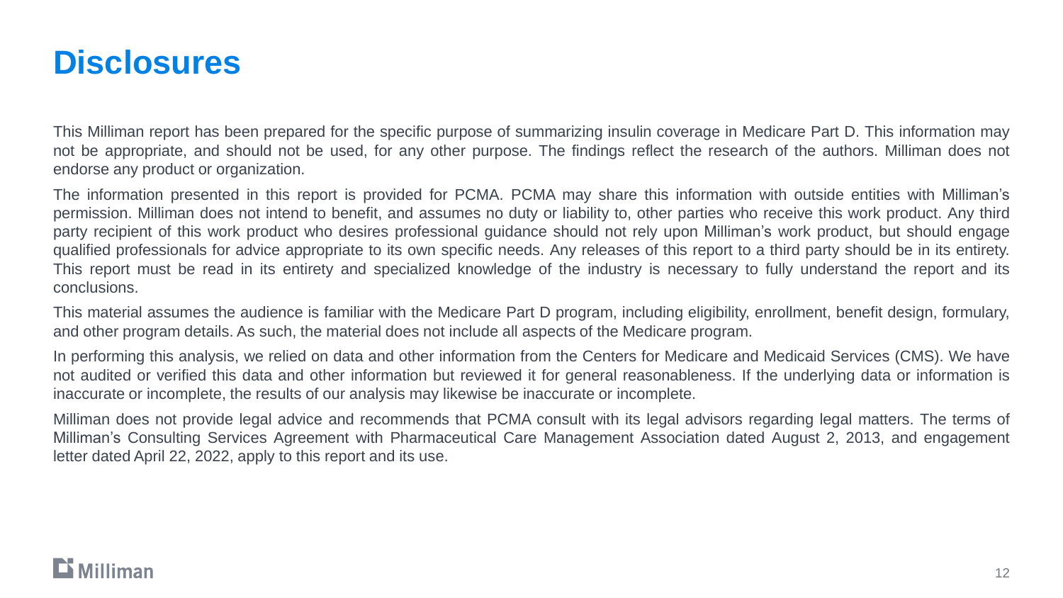# Disclosures

This Milliman report has been prepared for the specific purpose of summarizing insulin coverage in Medicare Part D. This information may not be appropriate, and should not be used, for any other purpose. The findings reflect the research of the authors. Milliman does not endorse any product or organization.

The information presented in this report is provided for PCMA. PCMA may share this information with outside entities with Milliman's permission. Milliman does not intend to benefit, and assumes no duty or liability to, other parties who receive this work product. Any third party recipient of this work product who desires professional guidance should not rely upon Milliman's work product, but should engage qualified professionals for advice appropriate to its own specific needs. Any releases of this report to a third party should be in its entirety. This report must be read in its entirety and specialized knowledge of the industry is necessary to fully understand the report and its conclusions.

This material assumes the audience is familiar with the Medicare Part D program, including eligibility, enrollment, benefit design, formulary, and other program details. As such, the material does not include all aspects of the Medicare program.

In performing this analysis, we relied on data and other information from the Centers for Medicare and Medicaid Services (CMS). We have not audited or verified this data and other information but reviewed it for general reasonableness. If the underlying data or information is inaccurate or incomplete, the results of our analysis may likewise be inaccurate or incomplete.

Milliman does not provide legal advice and recommends that PCMA consult with its legal advisors regarding legal matters. The terms of Milliman's Consulting Services Agreement with Pharmaceutical Care Management Association dated August 2, 2013, and engagement letter dated April 22, 2022, apply to this report and its use.